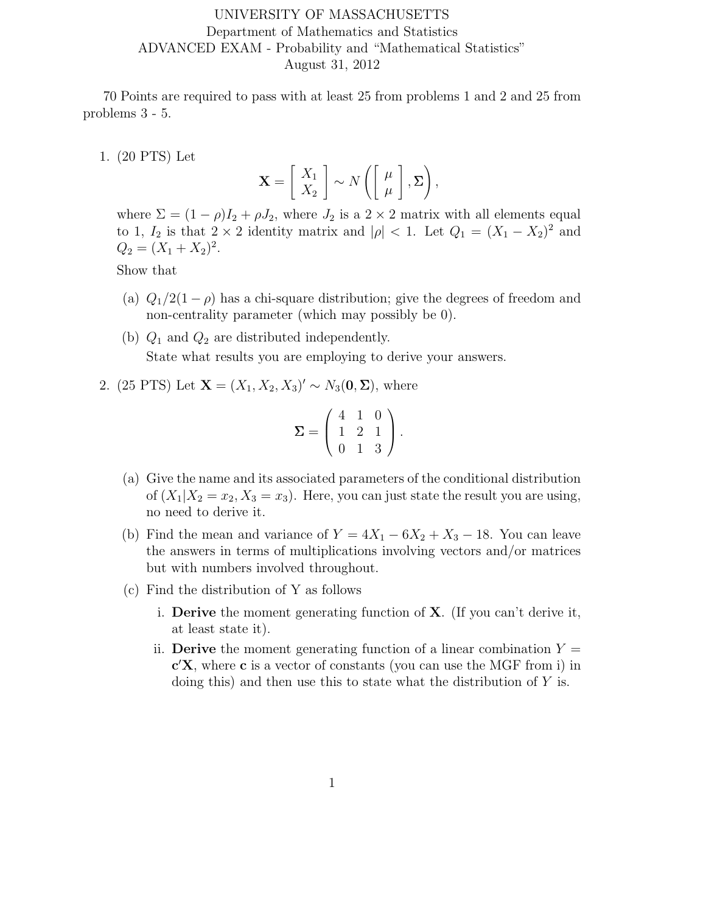UNIVERSITY OF MASSACHUSETTS

Department of Mathematics and Statistics

ADVANCED EXAM - Probability and "Mathematical Statistics"

August 31, 2012

70 Points are required to pass with at least 25 from problems 1 and 2 and 25 from problems 3 - 5.

1. (20 PTS) Let

$$\mathbf{X} = \begin{bmatrix} X_1 \\ X_2 \end{bmatrix} \sim N\left(\begin{bmatrix} \mu \\ \mu \end{bmatrix}, \mathbf{\Sigma}\right),$$

where $\Sigma = (1-\rho)I_2 + \rho J_2$, where $J_2$ is a $2 \times 2$ matrix with all elements equal to 1, $I_2$ is that $2 \times 2$ identity matrix and $|\rho| < 1$. Let $Q_1 = (X_1 - X_2)^2$ and $Q_2 = (X_1 + X_2)^2$.

Show that

   (a) $Q_1/2(1-\rho)$ has a chi-square distribution; give the degrees of freedom and non-centrality parameter (which may possibly be 0).

   (b) $Q_1$ and $Q_2$ are distributed independently.
   State what results you are employing to derive your answers.

2. (25 PTS) Let $\mathbf{X} = (X_1, X_2, X_3)' \sim N_3(\mathbf{0}, \mathbf{\Sigma})$, where

$$\mathbf{\Sigma} = \begin{pmatrix} 4 & 1 & 0 \\ 1 & 2 & 1 \\ 0 & 1 & 3 \end{pmatrix}.$$

   (a) Give the name and its associated parameters of the conditional distribution of $(X_1 | X_2 = x_2, X_3 = x_3)$. Here, you can just state the result you are using, no need to derive it.

   (b) Find the mean and variance of $Y = 4X_1 - 6X_2 + X_3 - 18$. You can leave the answers in terms of multiplications involving vectors and/or matrices but with numbers involved throughout.

   (c) Find the distribution of Y as follows

      i. **Derive** the moment generating function of $\mathbf{X}$. (If you can't derive it, at least state it).

      ii. **Derive** the moment generating function of a linear combination $Y = \mathbf{c}'\mathbf{X}$, where $\mathbf{c}$ is a vector of constants (you can use the MGF from i) in doing this) and then use this to state what the distribution of $Y$ is.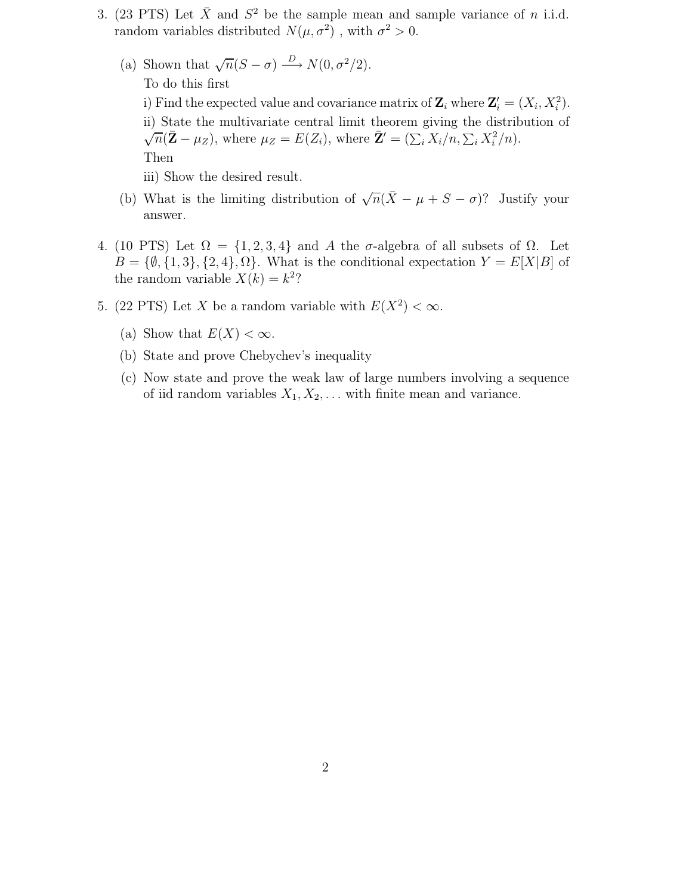3. (23 PTS) Let $\bar{X}$ and $S^2$ be the sample mean and sample variance of $n$ i.i.d. random variables distributed $N(\mu, \sigma^2)$ , with $\sigma^2 > 0$.

   (a) Shown that $\sqrt{n}(S - \sigma) \xrightarrow{D} N(0, \sigma^2/2)$.
   To do this first
   i) Find the expected value and covariance matrix of $\mathbf{Z}_i$ where $\mathbf{Z}_i' = (X_i, X_i^2)$.
   ii) State the multivariate central limit theorem giving the distribution of $\sqrt{n}(\bar{\mathbf{Z}} - \mu_Z)$, where $\mu_Z = E(Z_i)$, where $\bar{\mathbf{Z}}' = (\sum_i X_i/n, \sum_i X_i^2/n)$.
   Then
   iii) Show the desired result.

   (b) What is the limiting distribution of $\sqrt{n}(\bar{X} - \mu + S - \sigma)$? Justify your answer.

4. (10 PTS) Let $\Omega = \{1, 2, 3, 4\}$ and $A$ the $\sigma$-algebra of all subsets of $\Omega$. Let $B = \{\emptyset, \{1, 3\}, \{2, 4\}, \Omega\}$. What is the conditional expectation $Y = E[X|B]$ of the random variable $X(k) = k^2$?

5. (22 PTS) Let $X$ be a random variable with $E(X^2) < \infty$.

   (a) Show that $E(X) < \infty$.

   (b) State and prove Chebychev's inequality

   (c) Now state and prove the weak law of large numbers involving a sequence of iid random variables $X_1, X_2, \ldots$ with finite mean and variance.